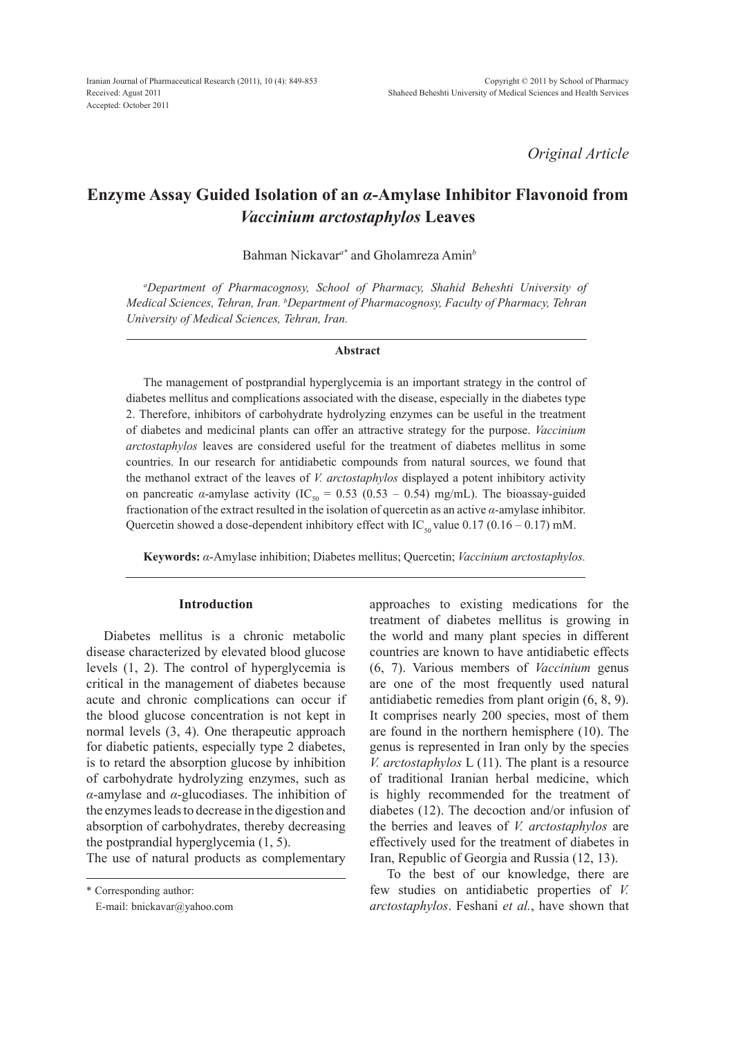Received: Agust 2011
Accepted: October 2011

*Original Article*

# Enzyme Assay Guided Isolation of an *α*-Amylase Inhibitor Flavonoid from *Vaccinium arctostaphylos* Leaves

Bahman Nickavar[a*] and Gholamreza Amin[b]

[a]*Department of Pharmacognosy, School of Pharmacy, Shahid Beheshti University of Medical Sciences, Tehran, Iran.* [b]*Department of Pharmacognosy, Faculty of Pharmacy, Tehran University of Medical Sciences, Tehran, Iran.*

## Abstract

The management of postprandial hyperglycemia is an important strategy in the control of diabetes mellitus and complications associated with the disease, especially in the diabetes type 2. Therefore, inhibitors of carbohydrate hydrolyzing enzymes can be useful in the treatment of diabetes and medicinal plants can offer an attractive strategy for the purpose. *Vaccinium arctostaphylos* leaves are considered useful for the treatment of diabetes mellitus in some countries. In our research for antidiabetic compounds from natural sources, we found that the methanol extract of the leaves of *V. arctostaphylos* displayed a potent inhibitory activity on pancreatic *α*-amylase activity ($IC_{50}$ = 0.53 (0.53 – 0.54) mg/mL). The bioassay-guided fractionation of the extract resulted in the isolation of quercetin as an active *α*-amylase inhibitor. Quercetin showed a dose-dependent inhibitory effect with $IC_{50}$ value 0.17 (0.16 – 0.17) mM.

**Keywords:** *α*-Amylase inhibition; Diabetes mellitus; Quercetin; *Vaccinium arctostaphylos.*

## Introduction

Diabetes mellitus is a chronic metabolic disease characterized by elevated blood glucose levels (1, 2). The control of hyperglycemia is critical in the management of diabetes because acute and chronic complications can occur if the blood glucose concentration is not kept in normal levels (3, 4). One therapeutic approach for diabetic patients, especially type 2 diabetes, is to retard the absorption glucose by inhibition of carbohydrate hydrolyzing enzymes, such as *α*-amylase and *α*-glucodiases. The inhibition of the enzymes leads to decrease in the digestion and absorption of carbohydrates, thereby decreasing the postprandial hyperglycemia (1, 5).

The use of natural products as complementary approaches to existing medications for the treatment of diabetes mellitus is growing in the world and many plant species in different countries are known to have antidiabetic effects (6, 7). Various members of *Vaccinium* genus are one of the most frequently used natural antidiabetic remedies from plant origin (6, 8, 9). It comprises nearly 200 species, most of them are found in the northern hemisphere (10). The genus is represented in Iran only by the species *V. arctostaphylos* L (11). The plant is a resource of traditional Iranian herbal medicine, which is highly recommended for the treatment of diabetes (12). The decoction and/or infusion of the berries and leaves of *V. arctostaphylos* are effectively used for the treatment of diabetes in Iran, Republic of Georgia and Russia (12, 13).

To the best of our knowledge, there are few studies on antidiabetic properties of *V. arctostaphylos*. Feshani *et al.*, have shown that

\* Corresponding author:
E-mail: bnickavar@yahoo.com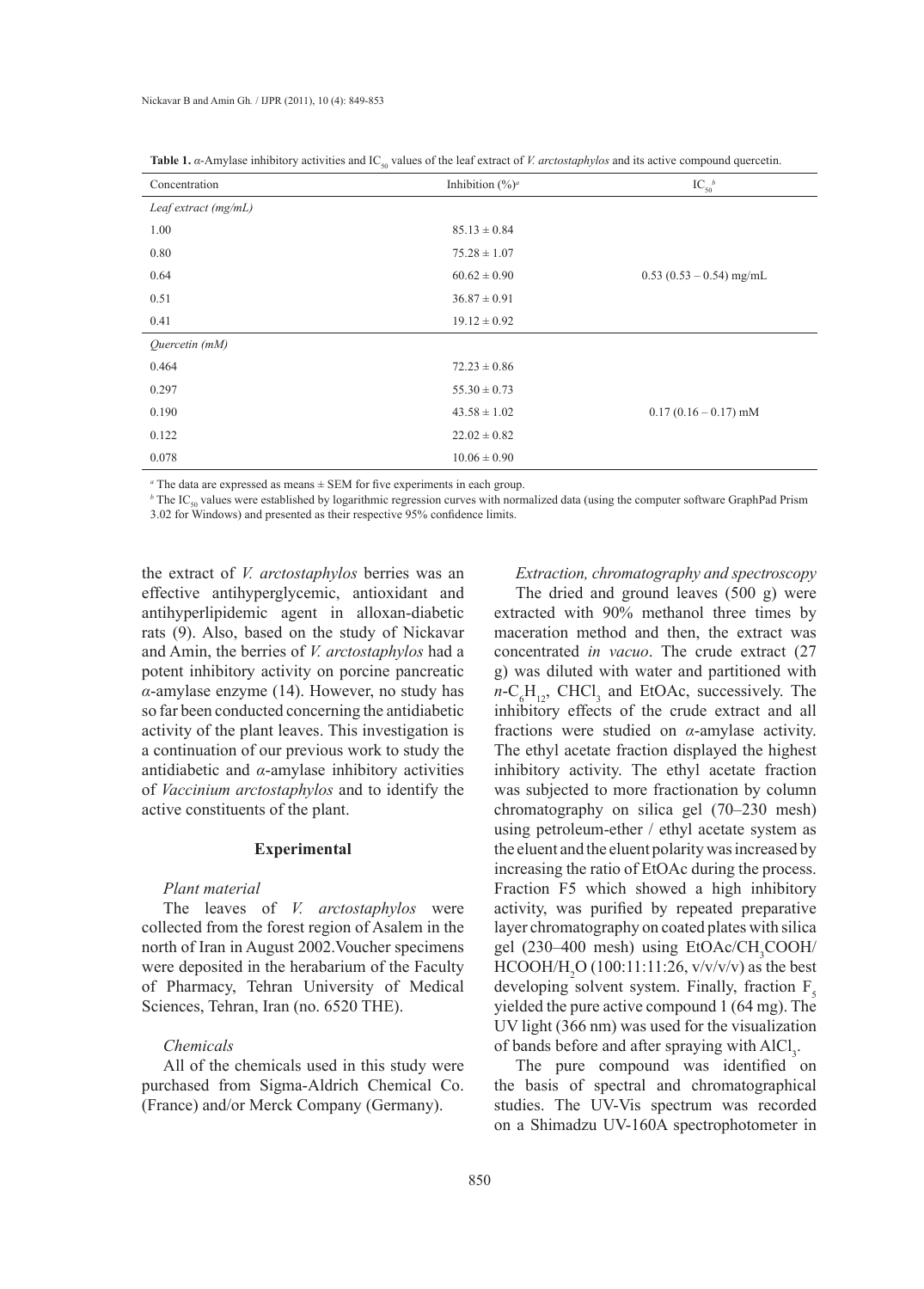**Table 1.** *α*-Amylase inhibitory activities and $IC_{50}$ values of the leaf extract of *V. arctostaphylos* and its active compound quercetin.

| Concentration | Inhibition (%)[a] | $IC_{50}$[b] |
|---|---|---|
| *Leaf extract (mg/mL)* | | |
| 1.00 | 85.13 ± 0.84 | |
| 0.80 | 75.28 ± 1.07 | |
| 0.64 | 60.62 ± 0.90 | 0.53 (0.53 – 0.54) mg/mL |
| 0.51 | 36.87 ± 0.91 | |
| 0.41 | 19.12 ± 0.92 | |
| *Quercetin (mM)* | | |
| 0.464 | 72.23 ± 0.86 | |
| 0.297 | 55.30 ± 0.73 | |
| 0.190 | 43.58 ± 1.02 | 0.17 (0.16 – 0.17) mM |
| 0.122 | 22.02 ± 0.82 | |
| 0.078 | 10.06 ± 0.90 | |

[a] The data are expressed as means ± SEM for five experiments in each group.

[b] The $IC_{50}$ values were established by logarithmic regression curves with normalized data (using the computer software GraphPad Prism 3.02 for Windows) and presented as their respective 95% confidence limits.

the extract of *V. arctostaphylos* berries was an effective antihyperglycemic, antioxidant and antihyperlipidemic agent in alloxan-diabetic rats (9). Also, based on the study of Nickavar and Amin, the berries of *V. arctostaphylos* had a potent inhibitory activity on porcine pancreatic *α*-amylase enzyme (14). However, no study has so far been conducted concerning the antidiabetic activity of the plant leaves. This investigation is a continuation of our previous work to study the antidiabetic and *α*-amylase inhibitory activities of *Vaccinium arctostaphylos* and to identify the active constituents of the plant.

## Experimental

### *Plant material*

The leaves of *V. arctostaphylos* were collected from the forest region of Asalem in the north of Iran in August 2002.Voucher specimens were deposited in the herbarium of the Faculty of Pharmacy, Tehran University of Medical Sciences, Tehran, Iran (no. 6520 THE).

### *Chemicals*

All of the chemicals used in this study were purchased from Sigma-Aldrich Chemical Co. (France) and/or Merck Company (Germany).

### *Extraction, chromatography and spectroscopy*

The dried and ground leaves (500 g) were extracted with 90% methanol three times by maceration method and then, the extract was concentrated *in vacuo*. The crude extract (27 g) was diluted with water and partitioned with $n$-$C_6H_{12}$, $CHCl_3$ and EtOAc, successively. The inhibitory effects of the crude extract and all fractions were studied on *α*-amylase activity. The ethyl acetate fraction displayed the highest inhibitory activity. The ethyl acetate fraction was subjected to more fractionation by column chromatography on silica gel (70–230 mesh) using petroleum-ether / ethyl acetate system as the eluent and the eluent polarity was increased by increasing the ratio of EtOAc during the process. Fraction F5 which showed a high inhibitory activity, was purified by repeated preparative layer chromatography on coated plates with silica gel (230–400 mesh) using EtOAc/$CH_3COOH$/ HCOOH/$H_2O$ (100:11:11:26, v/v/v/v) as the best developing solvent system. Finally, fraction $F_5$ yielded the pure active compound 1 (64 mg). The UV light (366 nm) was used for the visualization of bands before and after spraying with $AlCl_3$.

The pure compound was identified on the basis of spectral and chromatographical studies. The UV-Vis spectrum was recorded on a Shimadzu UV-160A spectrophotometer in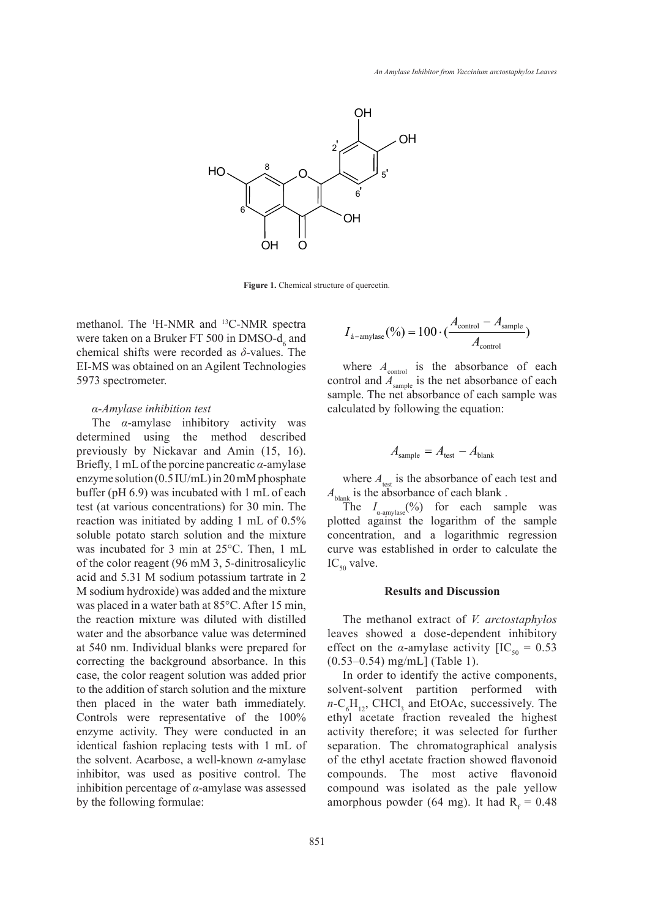**Figure 1.** Chemical structure of quercetin.

methanol. The [1]H-NMR and [13]C-NMR spectra were taken on a Bruker FT 500 in DMSO-$d_6$ and chemical shifts were recorded as $\delta$-values. The EI-MS was obtained on an Agilent Technologies 5973 spectrometer.

*α-Amylase inhibition test*

The *α*-amylase inhibitory activity was determined using the method described previously by Nickavar and Amin (15, 16). Briefly, 1 mL of the porcine pancreatic *α*-amylase enzyme solution (0.5 IU/mL) in 20 mM phosphate buffer (pH 6.9) was incubated with 1 mL of each test (at various concentrations) for 30 min. The reaction was initiated by adding 1 mL of 0.5% soluble potato starch solution and the mixture was incubated for 3 min at 25°C. Then, 1 mL of the color reagent (96 mM 3, 5-dinitrosalicylic acid and 5.31 M sodium potassium tartrate in 2 M sodium hydroxide) was added and the mixture was placed in a water bath at 85°C. After 15 min, the reaction mixture was diluted with distilled water and the absorbance value was determined at 540 nm. Individual blanks were prepared for correcting the background absorbance. In this case, the color reagent solution was added prior to the addition of starch solution and the mixture then placed in the water bath immediately. Controls were representative of the 100% enzyme activity. They were conducted in an identical fashion replacing tests with 1 mL of the solvent. Acarbose, a well-known *α*-amylase inhibitor, was used as positive control. The inhibition percentage of *α*-amylase was assessed by the following formulae:

$$I_{á-\text{amylase}}(\%) = 100 \cdot \left(\frac{A_{\text{control}} - A_{\text{sample}}}{A_{\text{control}}}\right)$$

where $A_{\text{control}}$ is the absorbance of each control and $A_{\text{sample}}$ is the net absorbance of each sample. The net absorbance of each sample was calculated by following the equation:

$$A_{\text{sample}} = A_{\text{test}} - A_{\text{blank}}$$

where $A_{\text{test}}$ is the absorbance of each test and $A_{\text{blank}}$ is the absorbance of each blank .

The $I_{\alpha\text{-amylase}}(\%)$ for each sample was plotted against the logarithm of the sample concentration, and a logarithmic regression curve was established in order to calculate the $IC_{50}$ valve.

## Results and Discussion

The methanol extract of *V. arctostaphylos* leaves showed a dose-dependent inhibitory effect on the *α*-amylase activity [$IC_{50}$ = 0.53 (0.53–0.54) mg/mL] (Table 1).

In order to identify the active components, solvent-solvent partition performed with $n$-$C_6H_{12}$, $CHCl_3$ and EtOAc, successively. The ethyl acetate fraction revealed the highest activity therefore; it was selected for further separation. The chromatographical analysis of the ethyl acetate fraction showed flavonoid compounds. The most active flavonoid compound was isolated as the pale yellow amorphous powder (64 mg). It had $R_f$ = 0.48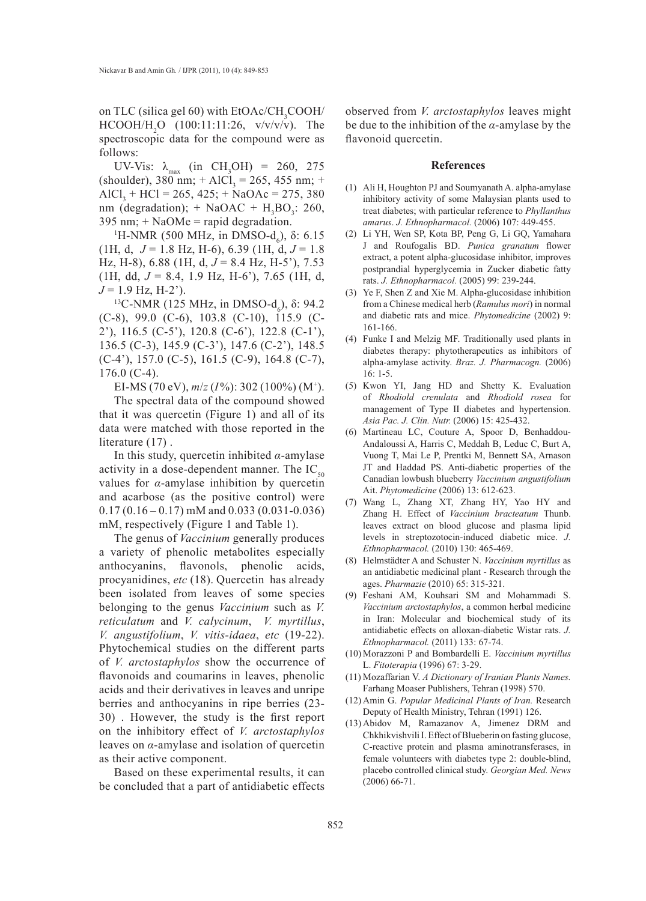on TLC (silica gel 60) with EtOAc/$CH_3COOH$/HCOOH/$H_2O$ (100:11:11:26, v/v/v/v). The spectroscopic data for the compound were as follows:

UV-Vis: $\lambda_{max}$ (in $CH_3OH$) = 260, 275 (shoulder), 380 nm; + $AlCl_3$ = 265, 455 nm; + $AlCl_3$ + HCl = 265, 425; + NaOAc = 275, 380 nm (degradation); + NaOAC + $H_3BO_3$: 260, 395 nm; + NaOMe = rapid degradation.

$^1$H-NMR (500 MHz, in DMSO-$d_6$), δ: 6.15 (1H, d, *J* = 1.8 Hz, H-6), 6.39 (1H, d, *J* = 1.8 Hz, H-8), 6.88 (1H, d, *J* = 8.4 Hz, H-5'), 7.53 (1H, dd, *J* = 8.4, 1.9 Hz, H-6'), 7.65 (1H, d, *J* = 1.9 Hz, H-2').

$^{13}$C-NMR (125 MHz, in DMSO-$d_6$), δ: 94.2 (C-8), 99.0 (C-6), 103.8 (C-10), 115.9 (C-2'), 116.5 (C-5'), 120.8 (C-6'), 122.8 (C-1'), 136.5 (C-3), 145.9 (C-3'), 147.6 (C-2'), 148.5 (C-4'), 157.0 (C-5), 161.5 (C-9), 164.8 (C-7), 176.0 (C-4).

EI-MS (70 eV), *m*/*z* (*I*%): 302 (100%) ($M^+$).

The spectral data of the compound showed that it was quercetin (Figure 1) and all of its data were matched with those reported in the literature (17) .

In this study, quercetin inhibited *α*-amylase activity in a dose-dependent manner. The $IC_{50}$ values for *α*-amylase inhibition by quercetin and acarbose (as the positive control) were 0.17 (0.16 – 0.17) mM and 0.033 (0.031-0.036) mM, respectively (Figure 1 and Table 1).

The genus of *Vaccinium* generally produces a variety of phenolic metabolites especially anthocyanins, flavonols, phenolic acids, procyanidines, *etc* (18). Quercetin has already been isolated from leaves of some species belonging to the genus *Vaccinium* such as *V. reticulatum* and *V. calycinum*, *V. myrtillus*, *V. angustifolium*, *V. vitis-idaea*, *etc* (19-22). Phytochemical studies on the different parts of *V. arctostaphylos* show the occurrence of flavonoids and coumarins in leaves, phenolic acids and their derivatives in leaves and unripe berries and anthocyanins in ripe berries (23-30) . However, the study is the first report on the inhibitory effect of *V. arctostaphylos* leaves on *α*-amylase and isolation of quercetin as their active component.

Based on these experimental results, it can be concluded that a part of antidiabetic effects observed from *V. arctostaphylos* leaves might be due to the inhibition of the *α*-amylase by the flavonoid quercetin.

## References

(1) Ali H, Houghton PJ and Soumyanath A. alpha-amylase inhibitory activity of some Malaysian plants used to treat diabetes; with particular reference to *Phyllanthus amarus*. *J. Ethnopharmacol.* (2006) 107: 449-455.

(2) Li YH, Wen SP, Kota BP, Peng G, Li GQ, Yamahara J and Roufogalis BD. *Punica granatum* flower extract, a potent alpha-glucosidase inhibitor, improves postprandial hyperglycemia in Zucker diabetic fatty rats. *J. Ethnopharmacol.* (2005) 99: 239-244.

(3) Ye F, Shen Z and Xie M. Alpha-glucosidase inhibition from a Chinese medical herb (*Ramulus mori*) in normal and diabetic rats and mice. *Phytomedicine* (2002) 9: 161-166.

(4) Funke I and Melzig MF. Traditionally used plants in diabetes therapy: phytotherapeutics as inhibitors of alpha-amylase activity. *Braz. J. Pharmacogn.* (2006) 16: 1-5.

(5) Kwon YI, Jang HD and Shetty K. Evaluation of *Rhodiold crenulata* and *Rhodiold rosea* for management of Type II diabetes and hypertension. *Asia Pac. J. Clin. Nutr.* (2006) 15: 425-432.

(6) Martineau LC, Couture A, Spoor D, Benhaddou-Andaloussi A, Harris C, Meddah B, Leduc C, Burt A, Vuong T, Mai Le P, Prentki M, Bennett SA, Arnason JT and Haddad PS. Anti-diabetic properties of the Canadian lowbush blueberry *Vaccinium angustifolium* Ait. *Phytomedicine* (2006) 13: 612-623.

(7) Wang L, Zhang XT, Zhang HY, Yao HY and Zhang H. Effect of *Vaccinium bracteatum* Thunb. leaves extract on blood glucose and plasma lipid levels in streptozotocin-induced diabetic mice. *J. Ethnopharmacol.* (2010) 130: 465-469.

(8) Helmstädter A and Schuster N. *Vaccinium myrtillus* as an antidiabetic medicinal plant - Research through the ages. *Pharmazie* (2010) 65: 315-321.

(9) Feshani AM, Kouhsari SM and Mohammadi S. *Vaccinium arctostaphylos*, a common herbal medicine in Iran: Molecular and biochemical study of its antidiabetic effects on alloxan-diabetic Wistar rats. *J. Ethnopharmacol.* (2011) 133: 67-74.

(10) Morazzoni P and Bombardelli E. *Vaccinium myrtillus* L. *Fitoterapia* (1996) 67: 3-29.

(11) Mozaffarian V. *A Dictionary of Iranian Plants Names.* Farhang Moaser Publishers, Tehran (1998) 570.

(12) Amin G. *Popular Medicinal Plants of Iran.* Research Deputy of Health Ministry, Tehran (1991) 126.

(13) Abidov M, Ramazanov A, Jimenez DRM and Chkhikvishvili I. Effect of Blueberin on fasting glucose, C-reactive protein and plasma aminotransferases, in female volunteers with diabetes type 2: double-blind, placebo controlled clinical study. *Georgian Med. News* (2006) 66-71.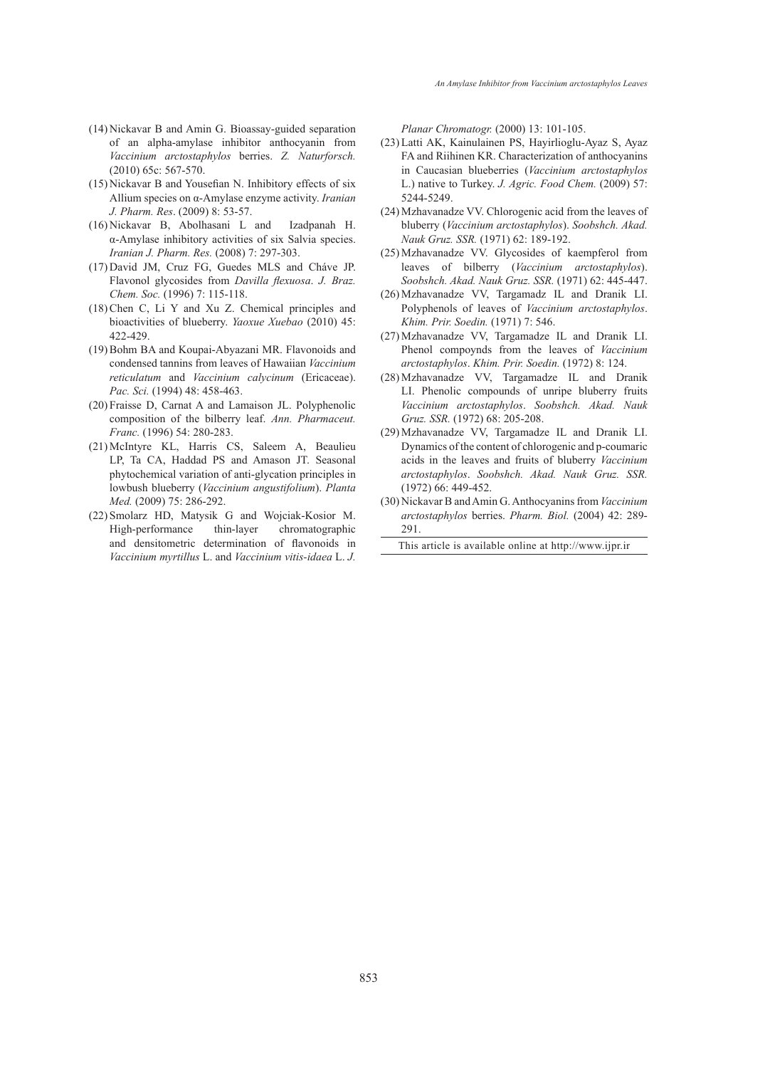(14) Nickavar B and Amin G. Bioassay-guided separation of an alpha-amylase inhibitor anthocyanin from *Vaccinium arctostaphylos* berries. *Z. Naturforsch.* (2010) 65c: 567-570.

(15) Nickavar B and Yousefian N. Inhibitory effects of six Allium species on α-Amylase enzyme activity. *Iranian J. Pharm. Res*. (2009) 8: 53-57.

(16) Nickavar B, Abolhasani L and Izadpanah H. α-Amylase inhibitory activities of six Salvia species. *Iranian J. Pharm. Res.* (2008) 7: 297-303.

(17) David JM, Cruz FG, Guedes MLS and Cháve JP. Flavonol glycosides from *Davilla flexuosa*. *J. Braz. Chem. Soc.* (1996) 7: 115-118.

(18) Chen C, Li Y and Xu Z. Chemical principles and bioactivities of blueberry. *Yaoxue Xuebao* (2010) 45: 422-429.

(19) Bohm BA and Koupai-Abyazani MR. Flavonoids and condensed tannins from leaves of Hawaiian *Vaccinium reticulatum* and *Vaccinium calycinum* (Ericaceae). *Pac. Sci.* (1994) 48: 458-463.

(20) Fraisse D, Carnat A and Lamaison JL. Polyphenolic composition of the bilberry leaf. *Ann. Pharmaceut. Franc.* (1996) 54: 280-283.

(21) McIntyre KL, Harris CS, Saleem A, Beaulieu LP, Ta CA, Haddad PS and Amason JT. Seasonal phytochemical variation of anti-glycation principles in lowbush blueberry (*Vaccinium angustifolium*). *Planta Med.* (2009) 75: 286-292.

(22) Smolarz HD, Matysik G and Wojciak-Kosior M. High-performance thin-layer chromatographic and densitometric determination of flavonoids in *Vaccinium myrtillus* L. and *Vaccinium vitis-idaea* L. *J. Planar Chromatogr.* (2000) 13: 101-105.

(23) Latti AK, Kainulainen PS, Hayirlioglu-Ayaz S, Ayaz FA and Riihinen KR. Characterization of anthocyanins in Caucasian blueberries (*Vaccinium arctostaphylos* L.) native to Turkey. *J. Agric. Food Chem.* (2009) 57: 5244-5249.

(24) Mzhavanadze VV. Chlorogenic acid from the leaves of bluberry (*Vaccinium arctostaphylos*). *Soobshch. Akad. Nauk Gruz. SSR.* (1971) 62: 189-192.

(25) Mzhavanadze VV. Glycosides of kaempferol from leaves of bilberry (*Vaccinium arctostaphylos*). *Soobshch. Akad. Nauk Gruz. SSR.* (1971) 62: 445-447.

(26) Mzhavanadze VV, Targamadz IL and Dranik LI. Polyphenols of leaves of *Vaccinium arctostaphylos*. *Khim. Prir. Soedin.* (1971) 7: 546.

(27) Mzhavanadze VV, Targamadze IL and Dranik LI. Phenol compoynds from the leaves of *Vaccinium arctostaphylos*. *Khim. Prir. Soedin.* (1972) 8: 124.

(28) Mzhavanadze VV, Targamadze IL and Dranik LI. Phenolic compounds of unripe bluberry fruits *Vaccinium arctostaphylos*. *Soobshch. Akad. Nauk Gruz. SSR.* (1972) 68: 205-208.

(29) Mzhavanadze VV, Targamadze IL and Dranik LI. Dynamics of the content of chlorogenic and p-coumaric acids in the leaves and fruits of bluberry *Vaccinium arctostaphylos*. *Soobshch. Akad. Nauk Gruz. SSR.* (1972) 66: 449-452.

(30) Nickavar B and Amin G. Anthocyanins from *Vaccinium arctostaphylos* berries. *Pharm. Biol.* (2004) 42: 289-291.

This article is available online at http://www.ijpr.ir